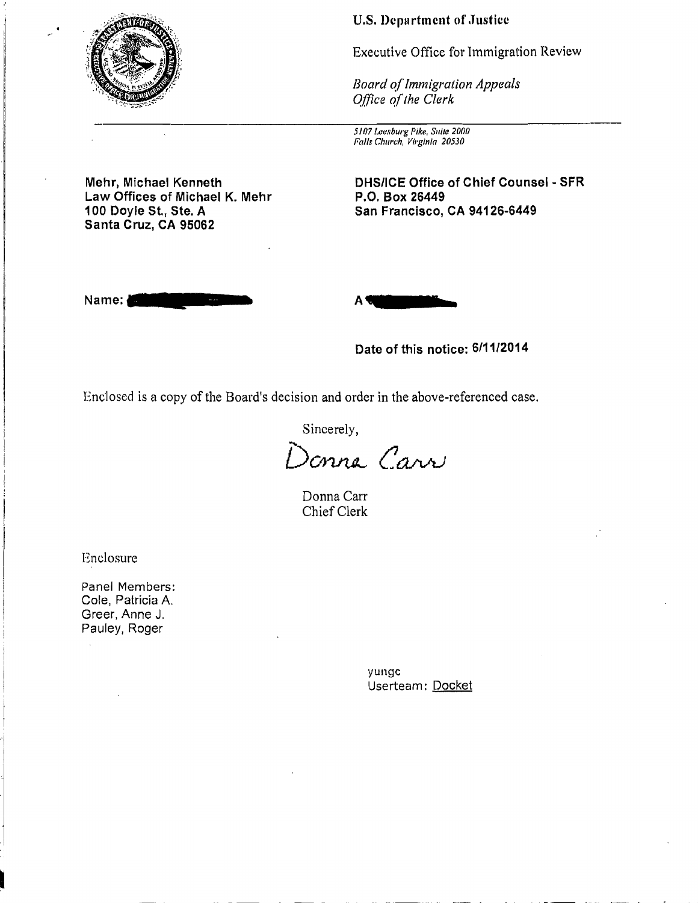**U.S. Department of Justice**

Executive Office for Immigration Review

*Board of Immigration Appeals*
*Office of the Clerk*

*5107 Leesburg Pike, Suite 2000*
*Falls Church, Virginia 20530*

**Mehr, Michael Kenneth**
**Law Offices of Michael K. Mehr**
**100 Doyle St., Ste. A**
**Santa Cruz, CA 95062**

**DHS/ICE Office of Chief Counsel - SFR**
**P.O. Box 26449**
**San Francisco, CA 94126-6449**

**Name:** [redacted]

**A** [redacted]

**Date of this notice: 6/11/2014**

Enclosed is a copy of the Board's decision and order in the above-referenced case.

Sincerely,

*Donna Carr*

Donna Carr
Chief Clerk

Enclosure

Panel Members:
Cole, Patricia A.
Greer, Anne J.
Pauley, Roger

yungc
Userteam: Docket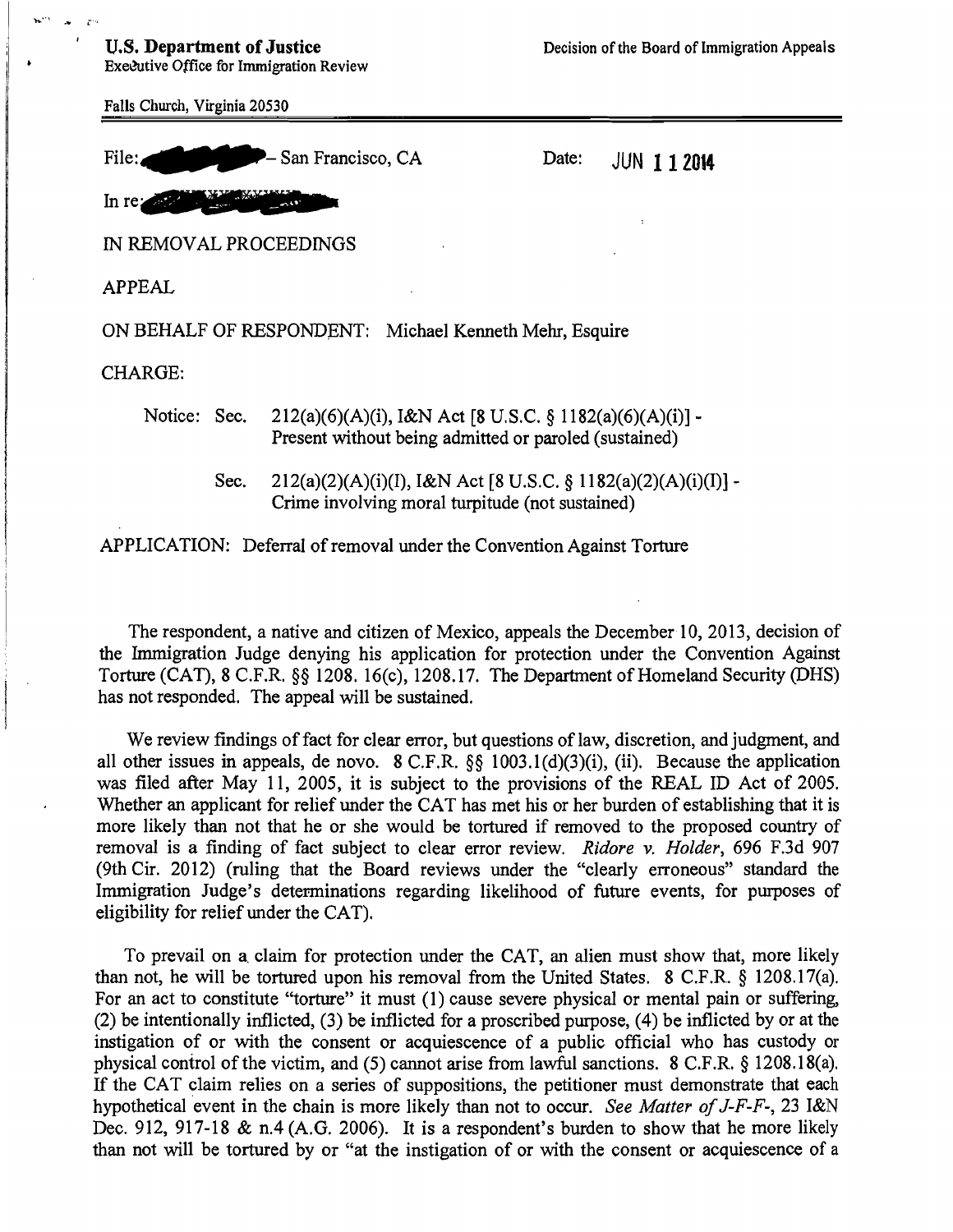**U.S. Department of Justice**
Executive Office for Immigration Review

Decision of the Board of Immigration Appeals

Falls Church, Virginia 20530

File: [redacted] – San Francisco, CA

Date: JUN 11 2014

In re: [redacted]

IN REMOVAL PROCEEDINGS

APPEAL

ON BEHALF OF RESPONDENT: Michael Kenneth Mehr, Esquire

CHARGE:

Notice: Sec. 212(a)(6)(A)(i), I&N Act [8 U.S.C. § 1182(a)(6)(A)(i)] - Present without being admitted or paroled (sustained)

Sec. 212(a)(2)(A)(i)(I), I&N Act [8 U.S.C. § 1182(a)(2)(A)(i)(I)] - Crime involving moral turpitude (not sustained)

APPLICATION: Deferral of removal under the Convention Against Torture

The respondent, a native and citizen of Mexico, appeals the December 10, 2013, decision of the Immigration Judge denying his application for protection under the Convention Against Torture (CAT), 8 C.F.R. §§ 1208. 16(c), 1208.17. The Department of Homeland Security (DHS) has not responded. The appeal will be sustained.

We review findings of fact for clear error, but questions of law, discretion, and judgment, and all other issues in appeals, de novo. 8 C.F.R. §§ 1003.1(d)(3)(i), (ii). Because the application was filed after May 11, 2005, it is subject to the provisions of the REAL ID Act of 2005. Whether an applicant for relief under the CAT has met his or her burden of establishing that it is more likely than not that he or she would be tortured if removed to the proposed country of removal is a finding of fact subject to clear error review. *Ridore v. Holder*, 696 F.3d 907 (9th Cir. 2012) (ruling that the Board reviews under the "clearly erroneous" standard the Immigration Judge's determinations regarding likelihood of future events, for purposes of eligibility for relief under the CAT).

To prevail on a claim for protection under the CAT, an alien must show that, more likely than not, he will be tortured upon his removal from the United States. 8 C.F.R. § 1208.17(a). For an act to constitute "torture" it must (1) cause severe physical or mental pain or suffering, (2) be intentionally inflicted, (3) be inflicted for a proscribed purpose, (4) be inflicted by or at the instigation of or with the consent or acquiescence of a public official who has custody or physical control of the victim, and (5) cannot arise from lawful sanctions. 8 C.F.R. § 1208.18(a). If the CAT claim relies on a series of suppositions, the petitioner must demonstrate that each hypothetical event in the chain is more likely than not to occur. *See Matter of J-F-F-*, 23 I&N Dec. 912, 917-18 & n.4 (A.G. 2006). It is a respondent's burden to show that he more likely than not will be tortured by or "at the instigation of or with the consent or acquiescence of a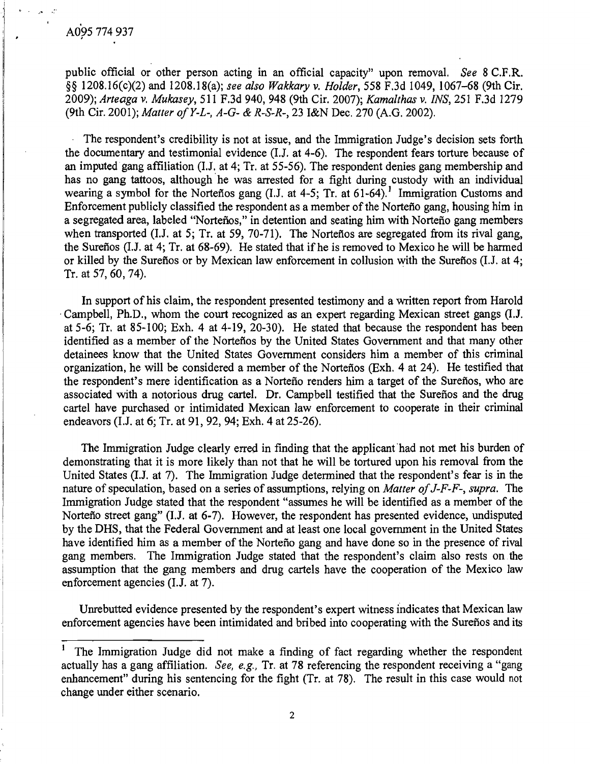public official or other person acting in an official capacity" upon removal. *See* 8 C.F.R. §§ 1208.16(c)(2) and 1208.18(a); *see also Wakkary v. Holder*, 558 F.3d 1049, 1067–68 (9th Cir. 2009); *Arteaga v. Mukasey*, 511 F.3d 940, 948 (9th Cir. 2007); *Kamalthas v. INS*, 251 F.3d 1279 (9th Cir. 2001); *Matter of Y-L-, A-G- & R-S-R-*, 23 I&N Dec. 270 (A.G. 2002).

The respondent's credibility is not at issue, and the Immigration Judge's decision sets forth the documentary and testimonial evidence (I.J. at 4-6). The respondent fears torture because of an imputed gang affiliation (I.J. at 4; Tr. at 55-56). The respondent denies gang membership and has no gang tattoos, although he was arrested for a fight during custody with an individual wearing a symbol for the Norteños gang (I.J. at 4-5; Tr. at 61-64).[1] Immigration Customs and Enforcement publicly classified the respondent as a member of the Norteño gang, housing him in a segregated area, labeled "Norteños," in detention and seating him with Norteño gang members when transported (I.J. at 5; Tr. at 59, 70-71). The Norteños are segregated from its rival gang, the Sureños (I.J. at 4; Tr. at 68-69). He stated that if he is removed to Mexico he will be harmed or killed by the Sureños or by Mexican law enforcement in collusion with the Sureños (I.J. at 4; Tr. at 57, 60, 74).

In support of his claim, the respondent presented testimony and a written report from Harold Campbell, Ph.D., whom the court recognized as an expert regarding Mexican street gangs (I.J. at 5-6; Tr. at 85-100; Exh. 4 at 4-19, 20-30). He stated that because the respondent has been identified as a member of the Norteños by the United States Government and that many other detainees know that the United States Government considers him a member of this criminal organization, he will be considered a member of the Norteños (Exh. 4 at 24). He testified that the respondent's mere identification as a Norteño renders him a target of the Sureños, who are associated with a notorious drug cartel. Dr. Campbell testified that the Sureños and the drug cartel have purchased or intimidated Mexican law enforcement to cooperate in their criminal endeavors (I.J. at 6; Tr. at 91, 92, 94; Exh. 4 at 25-26).

The Immigration Judge clearly erred in finding that the applicant had not met his burden of demonstrating that it is more likely than not that he will be tortured upon his removal from the United States (I.J. at 7). The Immigration Judge determined that the respondent's fear is in the nature of speculation, based on a series of assumptions, relying on *Matter of J-F-F-*, *supra*. The Immigration Judge stated that the respondent "assumes he will be identified as a member of the Norteño street gang" (I.J. at 6-7). However, the respondent has presented evidence, undisputed by the DHS, that the Federal Government and at least one local government in the United States have identified him as a member of the Norteño gang and have done so in the presence of rival gang members. The Immigration Judge stated that the respondent's claim also rests on the assumption that the gang members and drug cartels have the cooperation of the Mexico law enforcement agencies (I.J. at 7).

Unrebutted evidence presented by the respondent's expert witness indicates that Mexican law enforcement agencies have been intimidated and bribed into cooperating with the Sureños and its

---

[1] The Immigration Judge did not make a finding of fact regarding whether the respondent actually has a gang affiliation. *See, e.g.,* Tr. at 78 referencing the respondent receiving a "gang enhancement" during his sentencing for the fight (Tr. at 78). The result in this case would not change under either scenario.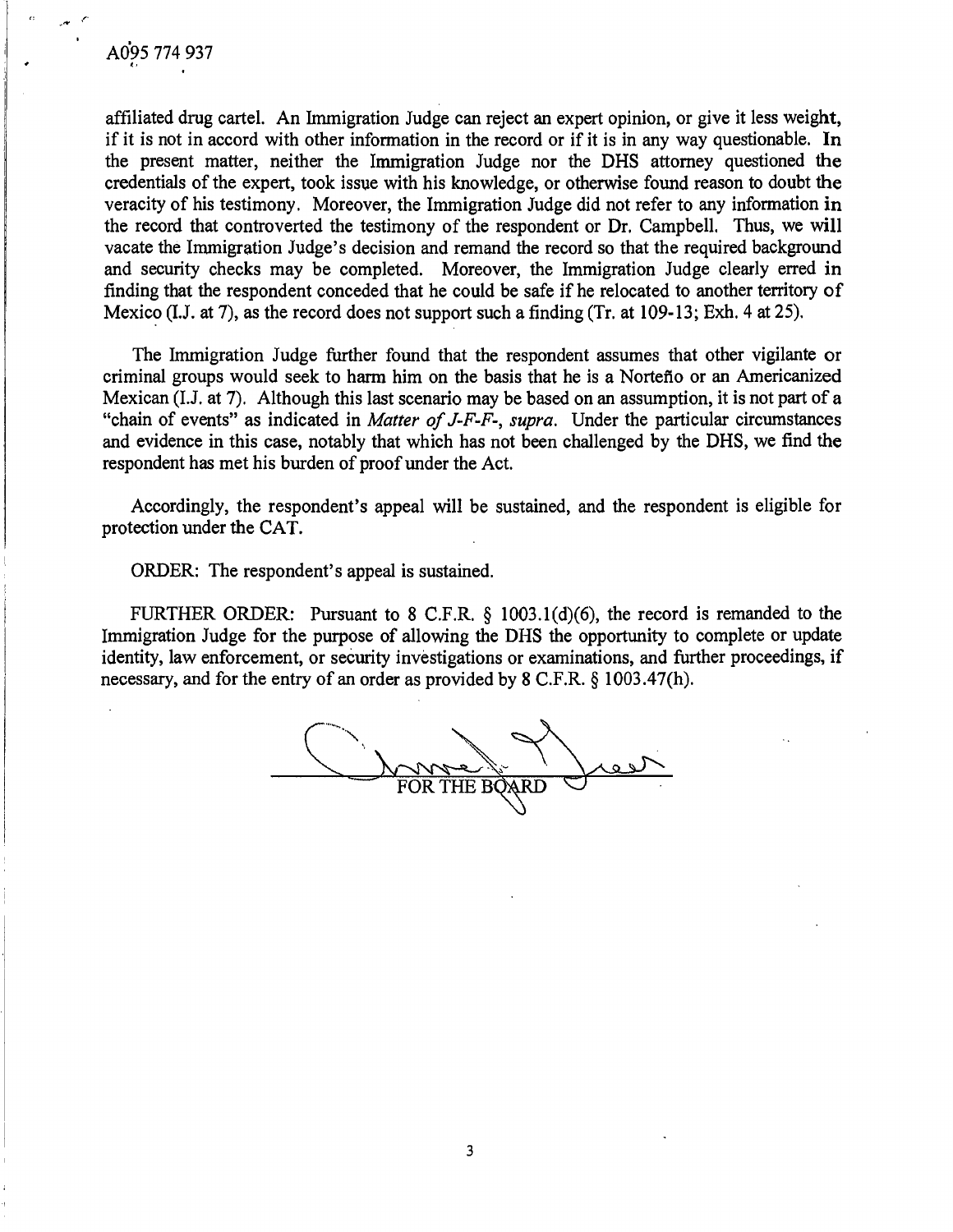affiliated drug cartel. An Immigration Judge can reject an expert opinion, or give it less weight, if it is not in accord with other information in the record or if it is in any way questionable. In the present matter, neither the Immigration Judge nor the DHS attorney questioned the credentials of the expert, took issue with his knowledge, or otherwise found reason to doubt the veracity of his testimony. Moreover, the Immigration Judge did not refer to any information in the record that controverted the testimony of the respondent or Dr. Campbell. Thus, we will vacate the Immigration Judge's decision and remand the record so that the required background and security checks may be completed. Moreover, the Immigration Judge clearly erred in finding that the respondent conceded that he could be safe if he relocated to another territory of Mexico (I.J. at 7), as the record does not support such a finding (Tr. at 109-13; Exh. 4 at 25).

The Immigration Judge further found that the respondent assumes that other vigilante or criminal groups would seek to harm him on the basis that he is a Norteño or an Americanized Mexican (I.J. at 7). Although this last scenario may be based on an assumption, it is not part of a "chain of events" as indicated in *Matter of J-F-F-*, *supra*. Under the particular circumstances and evidence in this case, notably that which has not been challenged by the DHS, we find the respondent has met his burden of proof under the Act.

Accordingly, the respondent's appeal will be sustained, and the respondent is eligible for protection under the CAT.

ORDER: The respondent's appeal is sustained.

FURTHER ORDER: Pursuant to 8 C.F.R. § 1003.1(d)(6), the record is remanded to the Immigration Judge for the purpose of allowing the DHS the opportunity to complete or update identity, law enforcement, or security investigations or examinations, and further proceedings, if necessary, and for the entry of an order as provided by 8 C.F.R. § 1003.47(h).

FOR THE BOARD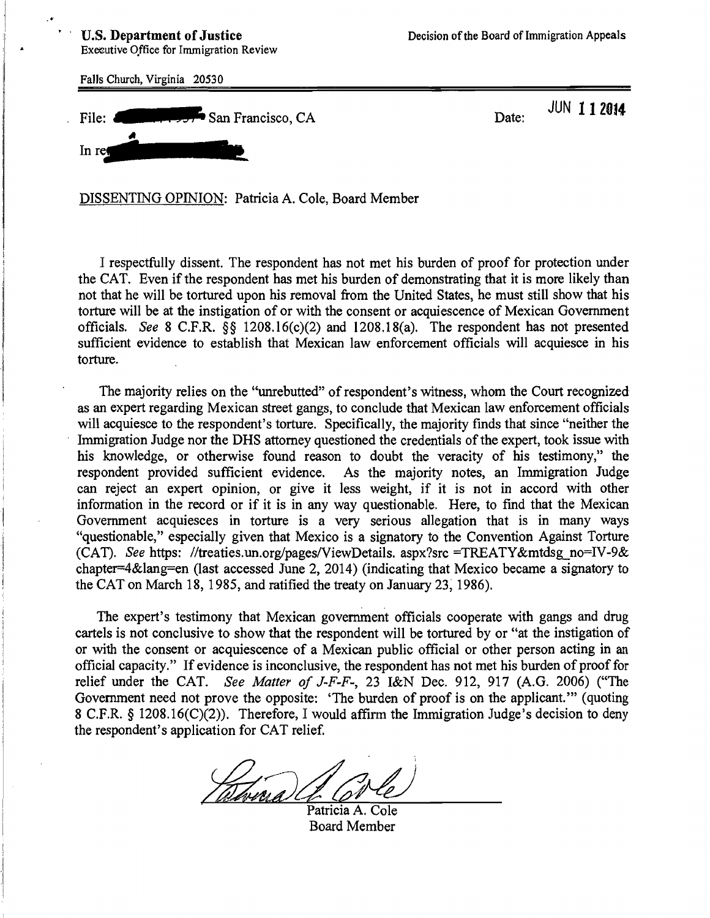U.S. Department of Justice
Executive Office for Immigration Review

Decision of the Board of Immigration Appeals

Falls Church, Virginia 20530

File: San Francisco, CA

Date: JUN 11 2014

In re

DISSENTING OPINION: Patricia A. Cole, Board Member

I respectfully dissent. The respondent has not met his burden of proof for protection under the CAT. Even if the respondent has met his burden of demonstrating that it is more likely than not that he will be tortured upon his removal from the United States, he must still show that his torture will be at the instigation of or with the consent or acquiescence of Mexican Government officials. *See* 8 C.F.R. §§ 1208.16(c)(2) and 1208.18(a). The respondent has not presented sufficient evidence to establish that Mexican law enforcement officials will acquiesce in his torture.

The majority relies on the "unrebutted" of respondent's witness, whom the Court recognized as an expert regarding Mexican street gangs, to conclude that Mexican law enforcement officials will acquiesce to the respondent's torture. Specifically, the majority finds that since "neither the Immigration Judge nor the DHS attorney questioned the credentials of the expert, took issue with his knowledge, or otherwise found reason to doubt the veracity of his testimony," the respondent provided sufficient evidence. As the majority notes, an Immigration Judge can reject an expert opinion, or give it less weight, if it is not in accord with other information in the record or if it is in any way questionable. Here, to find that the Mexican Government acquiesces in torture is a very serious allegation that is in many ways "questionable," especially given that Mexico is a signatory to the Convention Against Torture (CAT). *See* https: //treaties.un.org/pages/ViewDetails. aspx?src =TREATY&mtdsg_no=IV-9& chapter=4&lang=en (last accessed June 2, 2014) (indicating that Mexico became a signatory to the CAT on March 18, 1985, and ratified the treaty on January 23, 1986).

The expert's testimony that Mexican government officials cooperate with gangs and drug cartels is not conclusive to show that the respondent will be tortured by or "at the instigation of or with the consent or acquiescence of a Mexican public official or other person acting in an official capacity." If evidence is inconclusive, the respondent has not met his burden of proof for relief under the CAT. *See Matter of J-F-F-*, 23 I&N Dec. 912, 917 (A.G. 2006) ("The Government need not prove the opposite: 'The burden of proof is on the applicant.'" (quoting 8 C.F.R. § 1208.16(C)(2)). Therefore, I would affirm the Immigration Judge's decision to deny the respondent's application for CAT relief.

Patricia A. Cole
Board Member